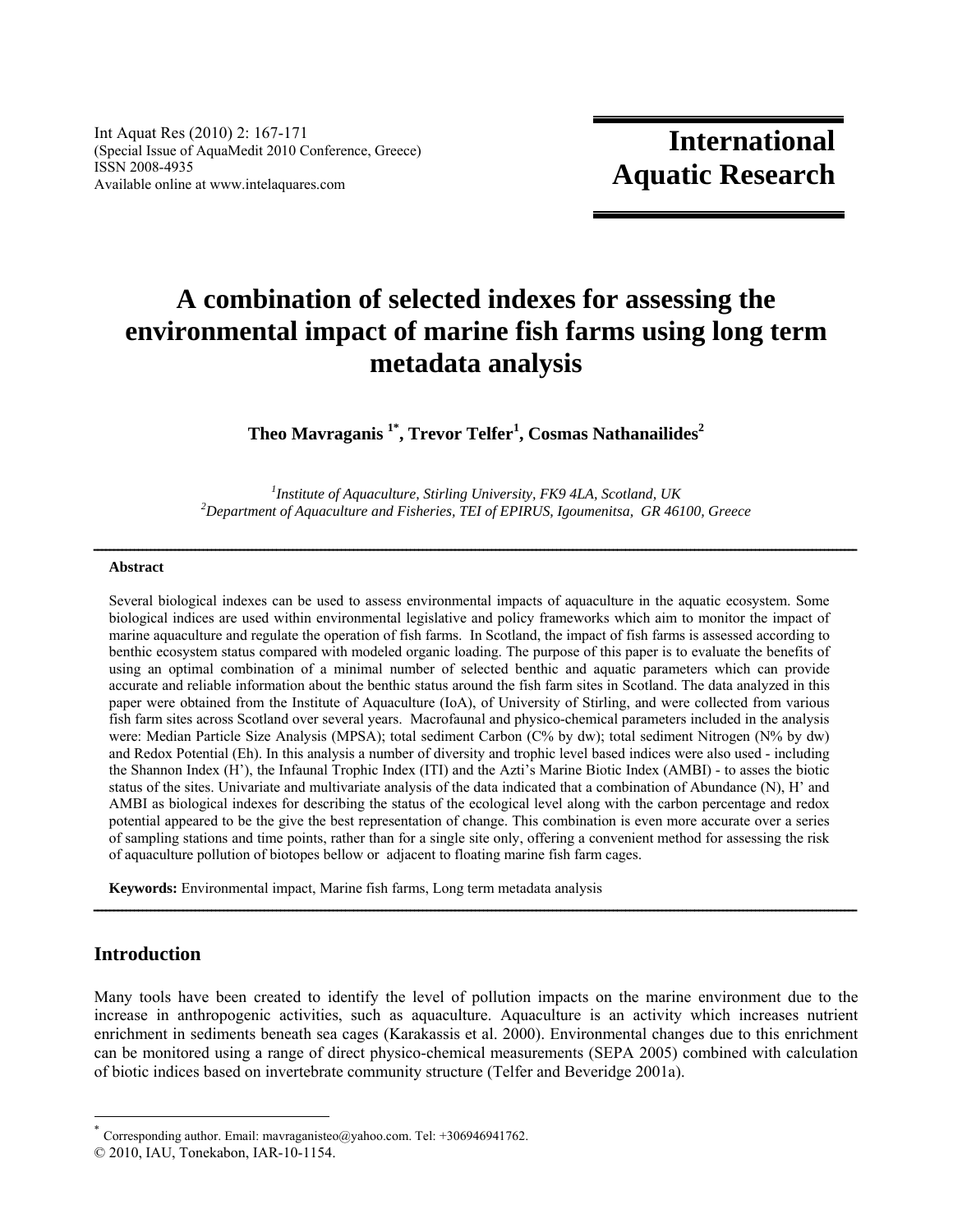Int Aquat Res (2010) 2: 167-171
(Special Issue of AquaMedit 2010 Conference, Greece)
ISSN 2008-4935
Available online at www.intelaquares.com

**International Aquatic Research**

# A combination of selected indexes for assessing the environmental impact of marine fish farms using long term metadata analysis

**Theo Mavraganis [1*], Trevor Telfer[1], Cosmas Nathanailides[2]**

[1] *Institute of Aquaculture, Stirling University, FK9 4LA, Scotland, UK*
[2] *Department of Aquaculture and Fisheries, TEI of EPIRUS, Igoumenitsa, GR 46100, Greece*

---

**Abstract**

Several biological indexes can be used to assess environmental impacts of aquaculture in the aquatic ecosystem. Some biological indices are used within environmental legislative and policy frameworks which aim to monitor the impact of marine aquaculture and regulate the operation of fish farms. In Scotland, the impact of fish farms is assessed according to benthic ecosystem status compared with modeled organic loading. The purpose of this paper is to evaluate the benefits of using an optimal combination of a minimal number of selected benthic and aquatic parameters which can provide accurate and reliable information about the benthic status around the fish farm sites in Scotland. The data analyzed in this paper were obtained from the Institute of Aquaculture (IoA), of University of Stirling, and were collected from various fish farm sites across Scotland over several years. Macrofaunal and physico-chemical parameters included in the analysis were: Median Particle Size Analysis (MPSA); total sediment Carbon (C% by dw); total sediment Nitrogen (N% by dw) and Redox Potential (Eh). In this analysis a number of diversity and trophic level based indices were also used - including the Shannon Index (H'), the Infaunal Trophic Index (ITI) and the Azti's Marine Biotic Index (AMBI) - to asses the biotic status of the sites. Univariate and multivariate analysis of the data indicated that a combination of Abundance (N), H' and AMBI as biological indexes for describing the status of the ecological level along with the carbon percentage and redox potential appeared to be the give the best representation of change. This combination is even more accurate over a series of sampling stations and time points, rather than for a single site only, offering a convenient method for assessing the risk of aquaculture pollution of biotopes bellow or adjacent to floating marine fish farm cages.

**Keywords:** Environmental impact, Marine fish farms, Long term metadata analysis

---

## Introduction

Many tools have been created to identify the level of pollution impacts on the marine environment due to the increase in anthropogenic activities, such as aquaculture. Aquaculture is an activity which increases nutrient enrichment in sediments beneath sea cages (Karakassis et al. 2000). Environmental changes due to this enrichment can be monitored using a range of direct physico-chemical measurements (SEPA 2005) combined with calculation of biotic indices based on invertebrate community structure (Telfer and Beveridge 2001a).

---

[*] Corresponding author. Email: mavraganisteo@yahoo.com. Tel: +306946941762.
© 2010, IAU, Tonekabon, IAR-10-1154.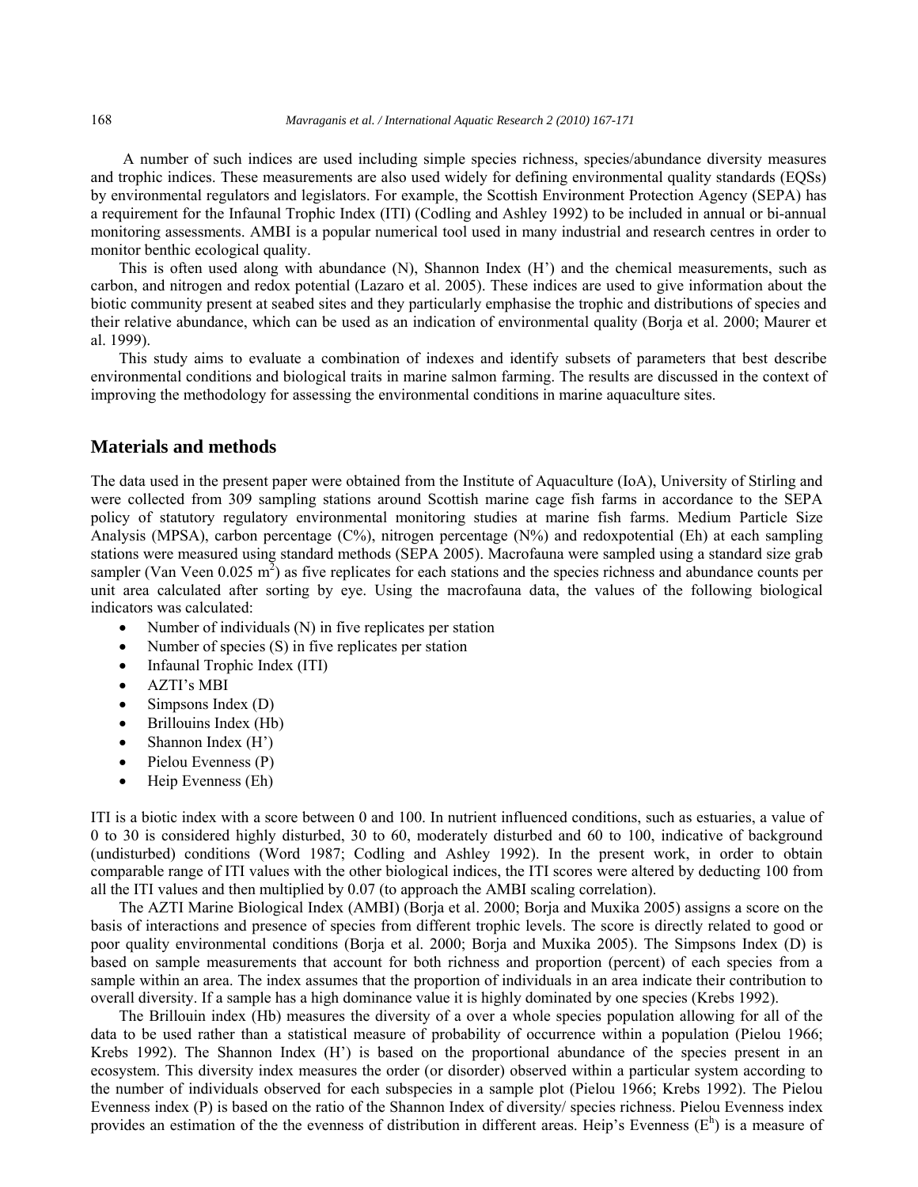A number of such indices are used including simple species richness, species/abundance diversity measures and trophic indices. These measurements are also used widely for defining environmental quality standards (EQSs) by environmental regulators and legislators. For example, the Scottish Environment Protection Agency (SEPA) has a requirement for the Infaunal Trophic Index (ITI) (Codling and Ashley 1992) to be included in annual or bi-annual monitoring assessments. AMBI is a popular numerical tool used in many industrial and research centres in order to monitor benthic ecological quality.

This is often used along with abundance (N), Shannon Index (H') and the chemical measurements, such as carbon, and nitrogen and redox potential (Lazaro et al. 2005). These indices are used to give information about the biotic community present at seabed sites and they particularly emphasise the trophic and distributions of species and their relative abundance, which can be used as an indication of environmental quality (Borja et al. 2000; Maurer et al. 1999).

This study aims to evaluate a combination of indexes and identify subsets of parameters that best describe environmental conditions and biological traits in marine salmon farming. The results are discussed in the context of improving the methodology for assessing the environmental conditions in marine aquaculture sites.

## Materials and methods

The data used in the present paper were obtained from the Institute of Aquaculture (IoA), University of Stirling and were collected from 309 sampling stations around Scottish marine cage fish farms in accordance to the SEPA policy of statutory regulatory environmental monitoring studies at marine fish farms. Medium Particle Size Analysis (MPSA), carbon percentage (C%), nitrogen percentage (N%) and redoxpotential (Eh) at each sampling stations were measured using standard methods (SEPA 2005). Macrofauna were sampled using a standard size grab sampler (Van Veen 0.025 $m^2$) as five replicates for each stations and the species richness and abundance counts per unit area calculated after sorting by eye. Using the macrofauna data, the values of the following biological indicators was calculated:

- Number of individuals (N) in five replicates per station
- Number of species (S) in five replicates per station
- Infaunal Trophic Index (ITI)
- AZTI's MBI
- Simpsons Index (D)
- Brillouins Index (Hb)
- Shannon Index (H')
- Pielou Evenness (P)
- Heip Evenness (Eh)

ITI is a biotic index with a score between 0 and 100. In nutrient influenced conditions, such as estuaries, a value of 0 to 30 is considered highly disturbed, 30 to 60, moderately disturbed and 60 to 100, indicative of background (undisturbed) conditions (Word 1987; Codling and Ashley 1992). In the present work, in order to obtain comparable range of ITI values with the other biological indices, the ITI scores were altered by deducting 100 from all the ITI values and then multiplied by 0.07 (to approach the AMBI scaling correlation).

The AZTI Marine Biological Index (AMBI) (Borja et al. 2000; Borja and Muxika 2005) assigns a score on the basis of interactions and presence of species from different trophic levels. The score is directly related to good or poor quality environmental conditions (Borja et al. 2000; Borja and Muxika 2005). The Simpsons Index (D) is based on sample measurements that account for both richness and proportion (percent) of each species from a sample within an area. The index assumes that the proportion of individuals in an area indicate their contribution to overall diversity. If a sample has a high dominance value it is highly dominated by one species (Krebs 1992).

The Brillouin index (Hb) measures the diversity of a over a whole species population allowing for all of the data to be used rather than a statistical measure of probability of occurrence within a population (Pielou 1966; Krebs 1992). The Shannon Index (H') is based on the proportional abundance of the species present in an ecosystem. This diversity index measures the order (or disorder) observed within a particular system according to the number of individuals observed for each subspecies in a sample plot (Pielou 1966; Krebs 1992). The Pielou Evenness index (P) is based on the ratio of the Shannon Index of diversity/ species richness. Pielou Evenness index provides an estimation of the the evenness of distribution in different areas. Heip's Evenness ($E^h$) is a measure of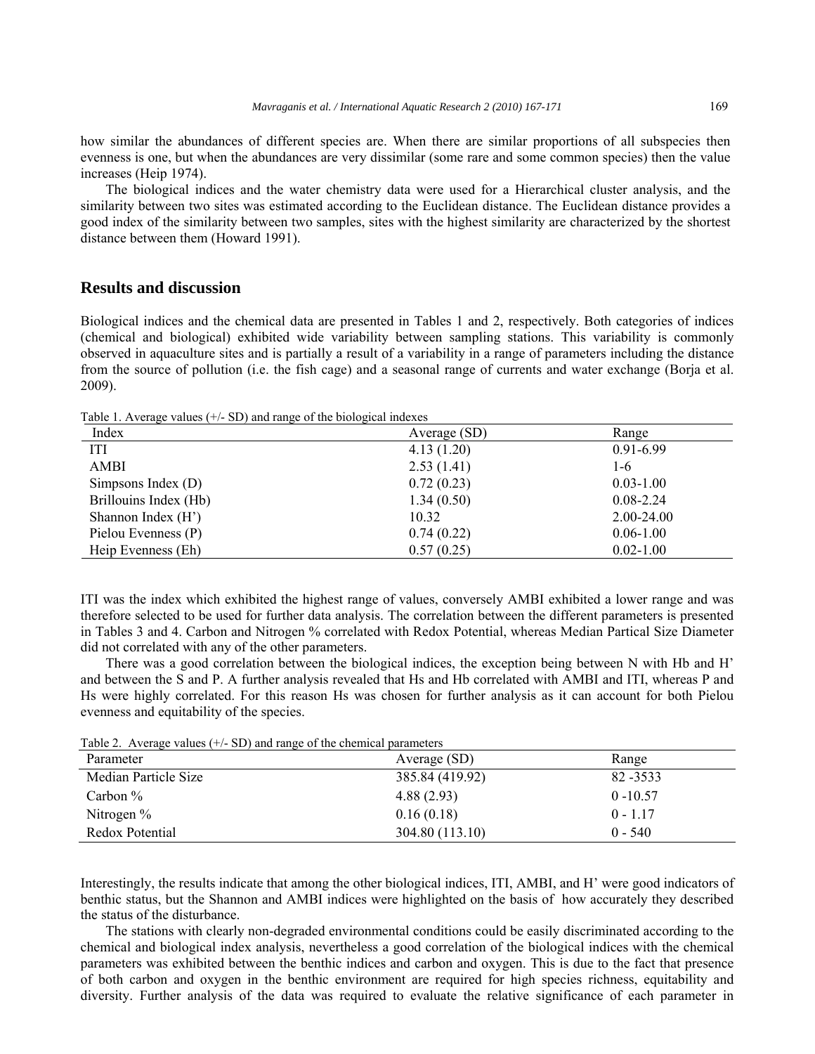how similar the abundances of different species are. When there are similar proportions of all subspecies then evenness is one, but when the abundances are very dissimilar (some rare and some common species) then the value increases (Heip 1974).

The biological indices and the water chemistry data were used for a Hierarchical cluster analysis, and the similarity between two sites was estimated according to the Euclidean distance. The Euclidean distance provides a good index of the similarity between two samples, sites with the highest similarity are characterized by the shortest distance between them (Howard 1991).

## Results and discussion

Biological indices and the chemical data are presented in Tables 1 and 2, respectively. Both categories of indices (chemical and biological) exhibited wide variability between sampling stations. This variability is commonly observed in aquaculture sites and is partially a result of a variability in a range of parameters including the distance from the source of pollution (i.e. the fish cage) and a seasonal range of currents and water exchange (Borja et al. 2009).

Table 1. Average values (+/- SD) and range of the biological indexes

| Index | Average (SD) | Range |
|---|---|---|
| ITI | 4.13 (1.20) | 0.91-6.99 |
| AMBI | 2.53 (1.41) | 1-6 |
| Simpsons Index (D) | 0.72 (0.23) | 0.03-1.00 |
| Brillouins Index (Hb) | 1.34 (0.50) | 0.08-2.24 |
| Shannon Index (H') | 10.32 | 2.00-24.00 |
| Pielou Evenness (P) | 0.74 (0.22) | 0.06-1.00 |
| Heip Evenness (Eh) | 0.57 (0.25) | 0.02-1.00 |

ITI was the index which exhibited the highest range of values, conversely AMBI exhibited a lower range and was therefore selected to be used for further data analysis. The correlation between the different parameters is presented in Tables 3 and 4. Carbon and Nitrogen % correlated with Redox Potential, whereas Median Partical Size Diameter did not correlated with any of the other parameters.

There was a good correlation between the biological indices, the exception being between N with Hb and H' and between the S and P. A further analysis revealed that Hs and Hb correlated with AMBI and ITI, whereas P and Hs were highly correlated. For this reason Hs was chosen for further analysis as it can account for both Pielou evenness and equitability of the species.

Table 2. Average values (+/- SD) and range of the chemical parameters

| Parameter | Average (SD) | Range |
|---|---|---|
| Median Particle Size | 385.84 (419.92) | 82 -3533 |
| Carbon % | 4.88 (2.93) | 0 -10.57 |
| Nitrogen % | 0.16 (0.18) | 0 - 1.17 |
| Redox Potential | 304.80 (113.10) | 0 - 540 |

Interestingly, the results indicate that among the other biological indices, ITI, AMBI, and H' were good indicators of benthic status, but the Shannon and AMBI indices were highlighted on the basis of how accurately they described the status of the disturbance.

The stations with clearly non-degraded environmental conditions could be easily discriminated according to the chemical and biological index analysis, nevertheless a good correlation of the biological indices with the chemical parameters was exhibited between the benthic indices and carbon and oxygen. This is due to the fact that presence of both carbon and oxygen in the benthic environment are required for high species richness, equitability and diversity. Further analysis of the data was required to evaluate the relative significance of each parameter in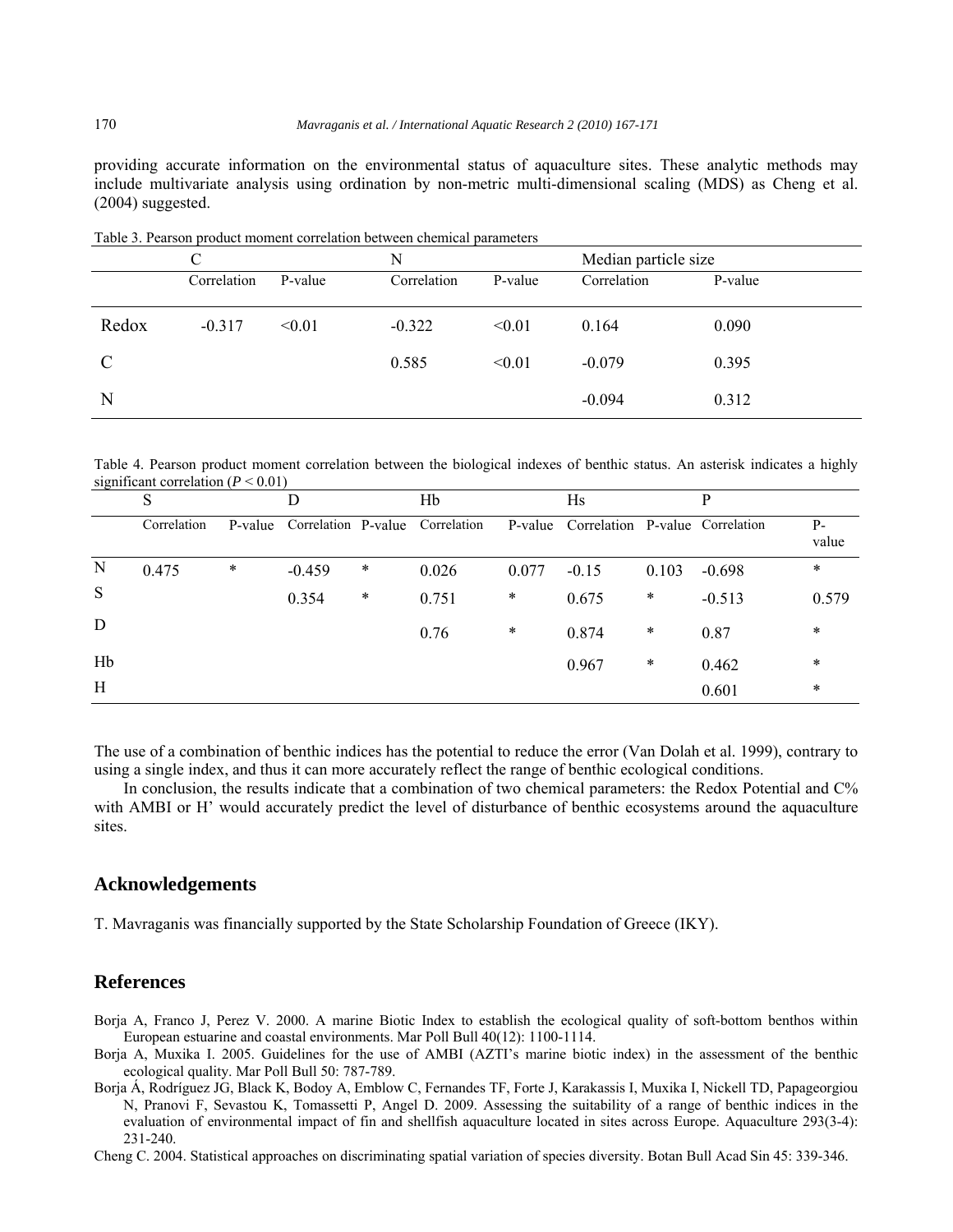providing accurate information on the environmental status of aquaculture sites. These analytic methods may include multivariate analysis using ordination by non-metric multi-dimensional scaling (MDS) as Cheng et al. (2004) suggested.

Table 3. Pearson product moment correlation between chemical parameters

| | C | | N | | Median particle size | |
|---|---|---|---|---|---|---|
| | Correlation | P-value | Correlation | P-value | Correlation | P-value |
| Redox | -0.317 | <0.01 | -0.322 | <0.01 | 0.164 | 0.090 |
| C | | | 0.585 | <0.01 | -0.079 | 0.395 |
| N | | | | | -0.094 | 0.312 |

Table 4. Pearson product moment correlation between the biological indexes of benthic status. An asterisk indicates a highly significant correlation ($P < 0.01$)

| | S | | D | | Hb | | Hs | | P | |
|---|---|---|---|---|---|---|---|---|---|---|
| | Correlation | P-value | Correlation | P-value | Correlation | P-value | Correlation | P-value | Correlation | P-value |
| N | 0.475 | * | -0.459 | * | 0.026 | 0.077 | -0.15 | 0.103 | -0.698 | * |
| S | | | 0.354 | * | 0.751 | * | 0.675 | * | -0.513 | 0.579 |
| D | | | | | 0.76 | * | 0.874 | * | 0.87 | * |
| Hb | | | | | | | 0.967 | * | 0.462 | * |
| H | | | | | | | | | 0.601 | * |

The use of a combination of benthic indices has the potential to reduce the error (Van Dolah et al. 1999), contrary to using a single index, and thus it can more accurately reflect the range of benthic ecological conditions.

In conclusion, the results indicate that a combination of two chemical parameters: the Redox Potential and C% with AMBI or H' would accurately predict the level of disturbance of benthic ecosystems around the aquaculture sites.

## Acknowledgements

T. Mavraganis was financially supported by the State Scholarship Foundation of Greece (IKY).

## References

Borja A, Franco J, Perez V. 2000. A marine Biotic Index to establish the ecological quality of soft-bottom benthos within European estuarine and coastal environments. Mar Poll Bull 40(12): 1100-1114.

Borja A, Muxika I. 2005. Guidelines for the use of AMBI (AZTI's marine biotic index) in the assessment of the benthic ecological quality. Mar Poll Bull 50: 787-789.

Borja Á, Rodríguez JG, Black K, Bodoy A, Emblow C, Fernandes TF, Forte J, Karakassis I, Muxika I, Nickell TD, Papageorgiou N, Pranovi F, Sevastou K, Tomassetti P, Angel D. 2009. Assessing the suitability of a range of benthic indices in the evaluation of environmental impact of fin and shellfish aquaculture located in sites across Europe. Aquaculture 293(3-4): 231-240.

Cheng C. 2004. Statistical approaches on discriminating spatial variation of species diversity. Botan Bull Acad Sin 45: 339-346.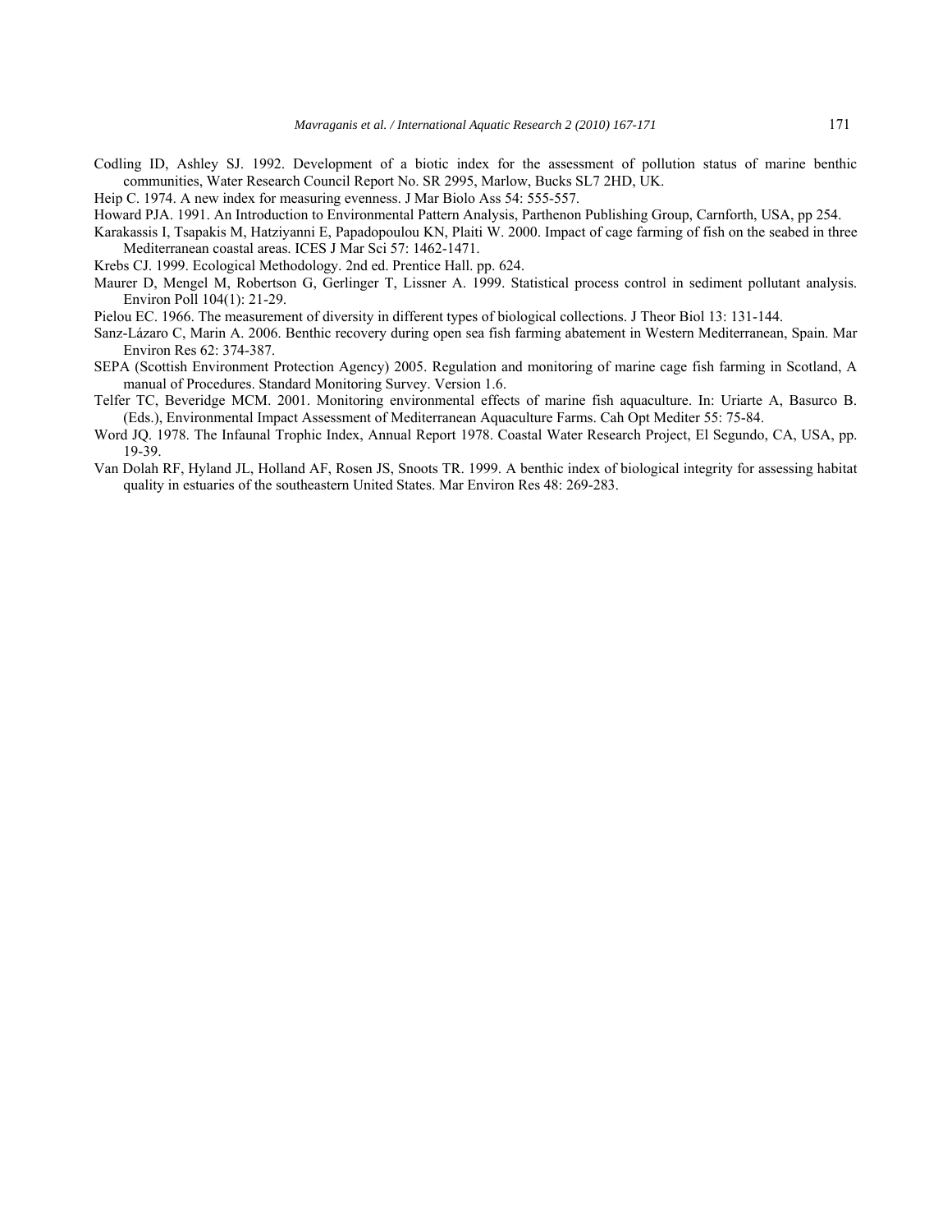Codling ID, Ashley SJ. 1992. Development of a biotic index for the assessment of pollution status of marine benthic communities, Water Research Council Report No. SR 2995, Marlow, Bucks SL7 2HD, UK.

Heip C. 1974. A new index for measuring evenness. J Mar Biolo Ass 54: 555-557.

Howard PJA. 1991. An Introduction to Environmental Pattern Analysis, Parthenon Publishing Group, Carnforth, USA, pp 254.

Karakassis I, Tsapakis M, Hatziyanni E, Papadopoulou KN, Plaiti W. 2000. Impact of cage farming of fish on the seabed in three Mediterranean coastal areas. ICES J Mar Sci 57: 1462-1471.

Krebs CJ. 1999. Ecological Methodology. 2nd ed. Prentice Hall. pp. 624.

Maurer D, Mengel M, Robertson G, Gerlinger T, Lissner A. 1999. Statistical process control in sediment pollutant analysis. Environ Poll 104(1): 21-29.

Pielou EC. 1966. The measurement of diversity in different types of biological collections. J Theor Biol 13: 131-144.

Sanz-Lázaro C, Marin A. 2006. Benthic recovery during open sea fish farming abatement in Western Mediterranean, Spain. Mar Environ Res 62: 374-387.

SEPA (Scottish Environment Protection Agency) 2005. Regulation and monitoring of marine cage fish farming in Scotland, A manual of Procedures. Standard Monitoring Survey. Version 1.6.

Telfer TC, Beveridge MCM. 2001. Monitoring environmental effects of marine fish aquaculture. In: Uriarte A, Basurco B. (Eds.), Environmental Impact Assessment of Mediterranean Aquaculture Farms. Cah Opt Mediter 55: 75-84.

Word JQ. 1978. The Infaunal Trophic Index, Annual Report 1978. Coastal Water Research Project, El Segundo, CA, USA, pp. 19-39.

Van Dolah RF, Hyland JL, Holland AF, Rosen JS, Snoots TR. 1999. A benthic index of biological integrity for assessing habitat quality in estuaries of the southeastern United States. Mar Environ Res 48: 269-283.